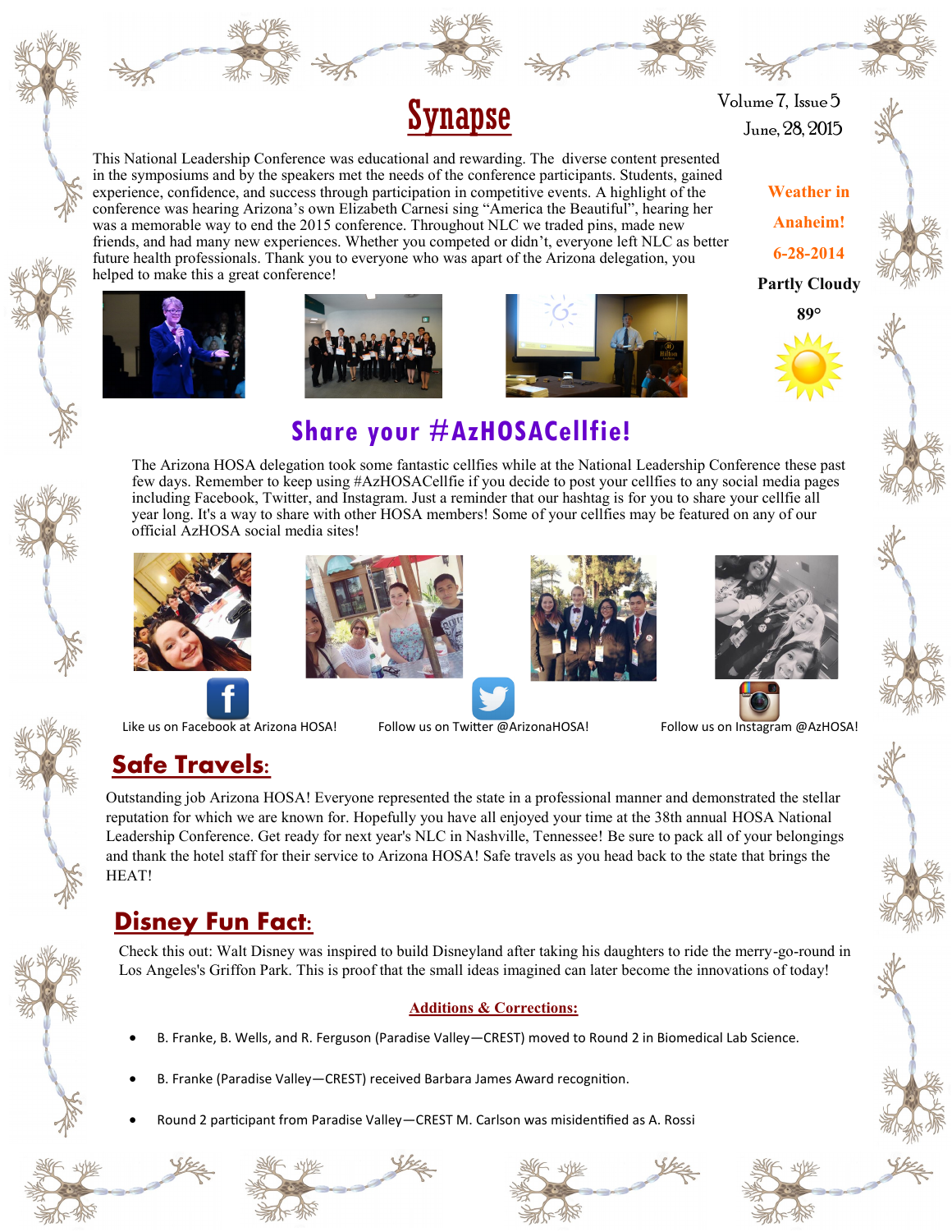# Synapse

Volume 7, Issue 5

June, 28, 2015

This National Leadership Conference was educational and rewarding. The diverse content presented in the symposiums and by the speakers met the needs of the conference participants. Students, gained experience, confidence, and success through participation in competitive events. A highlight of the conference was hearing Arizona's own Elizabeth Carnesi sing "America the Beautiful", hearing her was a memorable way to end the 2015 conference. Throughout NLC we traded pins, made new friends, and had many new experiences. Whether you competed or didn't, everyone left NLC as better future health professionals. Thank you to everyone who was apart of the Arizona delegation, you helped to make this a great conference!

**Weather in Anaheim! 6-28-2014**

**Partly Cloudy**

**89°**

## Share your #AzHOSACellfie!

The Arizona HOSA delegation took some fantastic cellfies while at the National Leadership Conference these past few days. Remember to keep using #AzHOSACellfie if you decide to post your cellfies to any social media pages including Facebook, Twitter, and Instagram. Just a reminder that our hashtag is for you to share your cellfie all year long. It's a way to share with other HOSA members! Some of your cellfies may be featured on any of our official AzHOSA social media sites!

Like us on Facebook at Arizona HOSA!

Follow us on Twitter @ArizonaHOSA!

Follow us on Instagram @AzHOSA!

## Safe Travels:

Outstanding job Arizona HOSA! Everyone represented the state in a professional manner and demonstrated the stellar reputation for which we are known for. Hopefully you have all enjoyed your time at the 38th annual HOSA National Leadership Conference. Get ready for next year's NLC in Nashville, Tennessee! Be sure to pack all of your belongings and thank the hotel staff for their service to Arizona HOSA! Safe travels as you head back to the state that brings the HEAT!

## Disney Fun Fact:

Check this out: Walt Disney was inspired to build Disneyland after taking his daughters to ride the merry-go-round in Los Angeles's Griffon Park. This is proof that the small ideas imagined can later become the innovations of today!

### Additions & Corrections:

- B. Franke, B. Wells, and R. Ferguson (Paradise Valley—CREST) moved to Round 2 in Biomedical Lab Science.
- B. Franke (Paradise Valley—CREST) received Barbara James Award recognition.
- Round 2 participant from Paradise Valley—CREST M. Carlson was misidentified as A. Rossi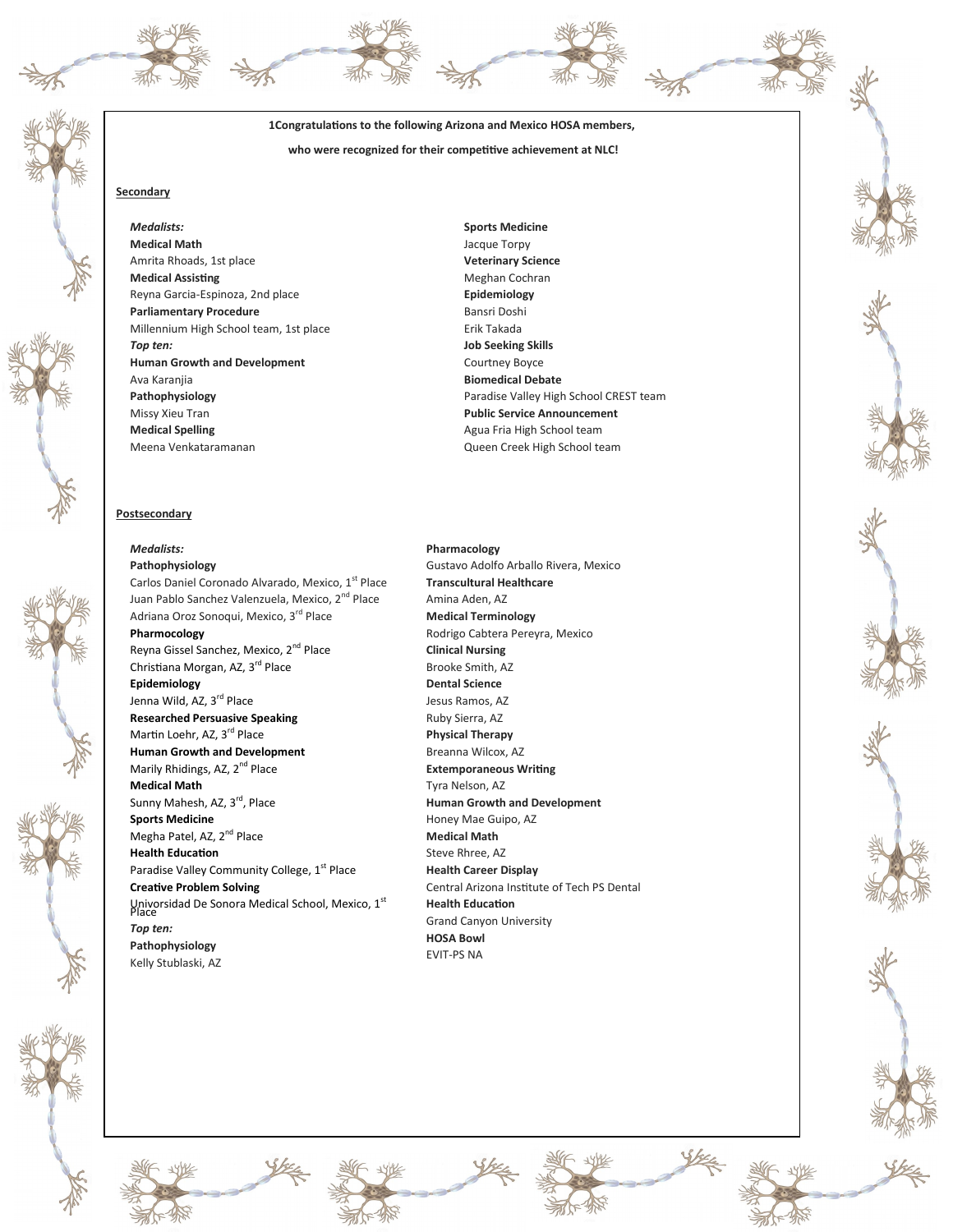**1Congratulations to the following Arizona and Mexico HOSA members, who were recognized for their competitive achievement at NLC!**

**Secondary**

*Medalists:*

**Medical Math**
Amrita Rhoads, 1st place

**Medical Assisting**
Reyna Garcia-Espinoza, 2nd place

**Parliamentary Procedure**
Millennium High School team, 1st place

*Top ten:*

**Human Growth and Development**
Ava Karanjia

**Pathophysiology**
Missy Xieu Tran

**Medical Spelling**
Meena Venkataramanan

**Sports Medicine**
Jacque Torpy

**Veterinary Science**
Meghan Cochran

**Epidemiology**
Bansri Doshi
Erik Takada

**Job Seeking Skills**
Courtney Boyce

**Biomedical Debate**
Paradise Valley High School CREST team

**Public Service Announcement**
Agua Fria High School team
Queen Creek High School team

**Postsecondary**

*Medalists:*

**Pathophysiology**
Carlos Daniel Coronado Alvarado, Mexico, 1st Place
Juan Pablo Sanchez Valenzuela, Mexico, 2nd Place
Adriana Oroz Sonoqui, Mexico, 3rd Place

**Pharmocology**
Reyna Gissel Sanchez, Mexico, 2nd Place
Christiana Morgan, AZ, 3rd Place

**Epidemiology**
Jenna Wild, AZ, 3rd Place

**Researched Persuasive Speaking**
Martin Loehr, AZ, 3rd Place

**Human Growth and Development**
Marily Rhidings, AZ, 2nd Place

**Medical Math**
Sunny Mahesh, AZ, 3rd, Place

**Sports Medicine**
Megha Patel, AZ, 2nd Place

**Health Education**
Paradise Valley Community College, 1st Place

**Creative Problem Solving**
Univorsidad De Sonora Medical School, Mexico, 1st Place

*Top ten:*

**Pathophysiology**
Kelly Stublaski, AZ

**Pharmacology**
Gustavo Adolfo Arballo Rivera, Mexico

**Transcultural Healthcare**
Amina Aden, AZ

**Medical Terminology**
Rodrigo Cabtera Pereyra, Mexico

**Clinical Nursing**
Brooke Smith, AZ

**Dental Science**
Jesus Ramos, AZ
Ruby Sierra, AZ

**Physical Therapy**
Breanna Wilcox, AZ

**Extemporaneous Writing**
Tyra Nelson, AZ

**Human Growth and Development**
Honey Mae Guipo, AZ

**Medical Math**
Steve Rhree, AZ

**Health Career Display**
Central Arizona Institute of Tech PS Dental

**Health Education**
Grand Canyon University

**HOSA Bowl**
EVIT-PS NA